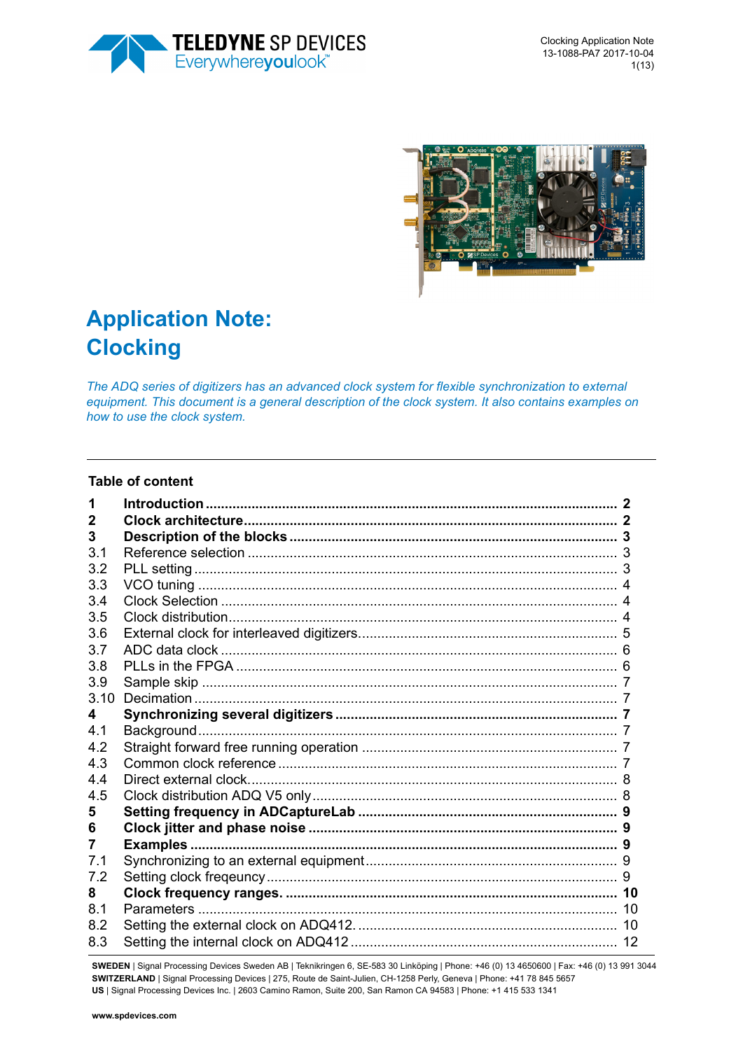# Application Note: Clocking

*The ADQ series of digitizers has an advanced clock system for flexible synchronization to external equipment. This document is a general description of the clock system. It also contains examples on how to use the clock system.*

## Table of content

| | | |
|---|---|---|
| **1** | **Introduction** | **2** |
| **2** | **Clock architecture** | **2** |
| **3** | **Description of the blocks** | **3** |
| 3.1 | Reference selection | 3 |
| 3.2 | PLL setting | 3 |
| 3.3 | VCO tuning | 4 |
| 3.4 | Clock Selection | 4 |
| 3.5 | Clock distribution | 4 |
| 3.6 | External clock for interleaved digitizers | 5 |
| 3.7 | ADC data clock | 6 |
| 3.8 | PLLs in the FPGA | 6 |
| 3.9 | Sample skip | 7 |
| 3.10 | Decimation | 7 |
| **4** | **Synchronizing several digitizers** | **7** |
| 4.1 | Background | 7 |
| 4.2 | Straight forward free running operation | 7 |
| 4.3 | Common clock reference | 7 |
| 4.4 | Direct external clock | 8 |
| 4.5 | Clock distribution ADQ V5 only | 8 |
| **5** | **Setting frequency in ADCaptureLab** | **9** |
| **6** | **Clock jitter and phase noise** | **9** |
| **7** | **Examples** | **9** |
| 7.1 | Synchronizing to an external equipment | 9 |
| 7.2 | Setting clock freqeuncy | 9 |
| **8** | **Clock frequency ranges.** | **10** |
| 8.1 | Parameters | 10 |
| 8.2 | Setting the external clock on ADQ412. | 10 |
| 8.3 | Setting the internal clock on ADQ412 | 12 |

**SWEDEN** | Signal Processing Devices Sweden AB | Teknikringen 6, SE-583 30 Linköping | Phone: +46 (0) 13 4650600 | Fax: +46 (0) 13 991 3044
**SWITZERLAND** | Signal Processing Devices | 275, Route de Saint-Julien, CH-1258 Perly, Geneva | Phone: +41 78 845 5657
**US** | Signal Processing Devices Inc. | 2603 Camino Ramon, Suite 200, San Ramon CA 94583 | Phone: +1 415 533 1341

**www.spdevices.com**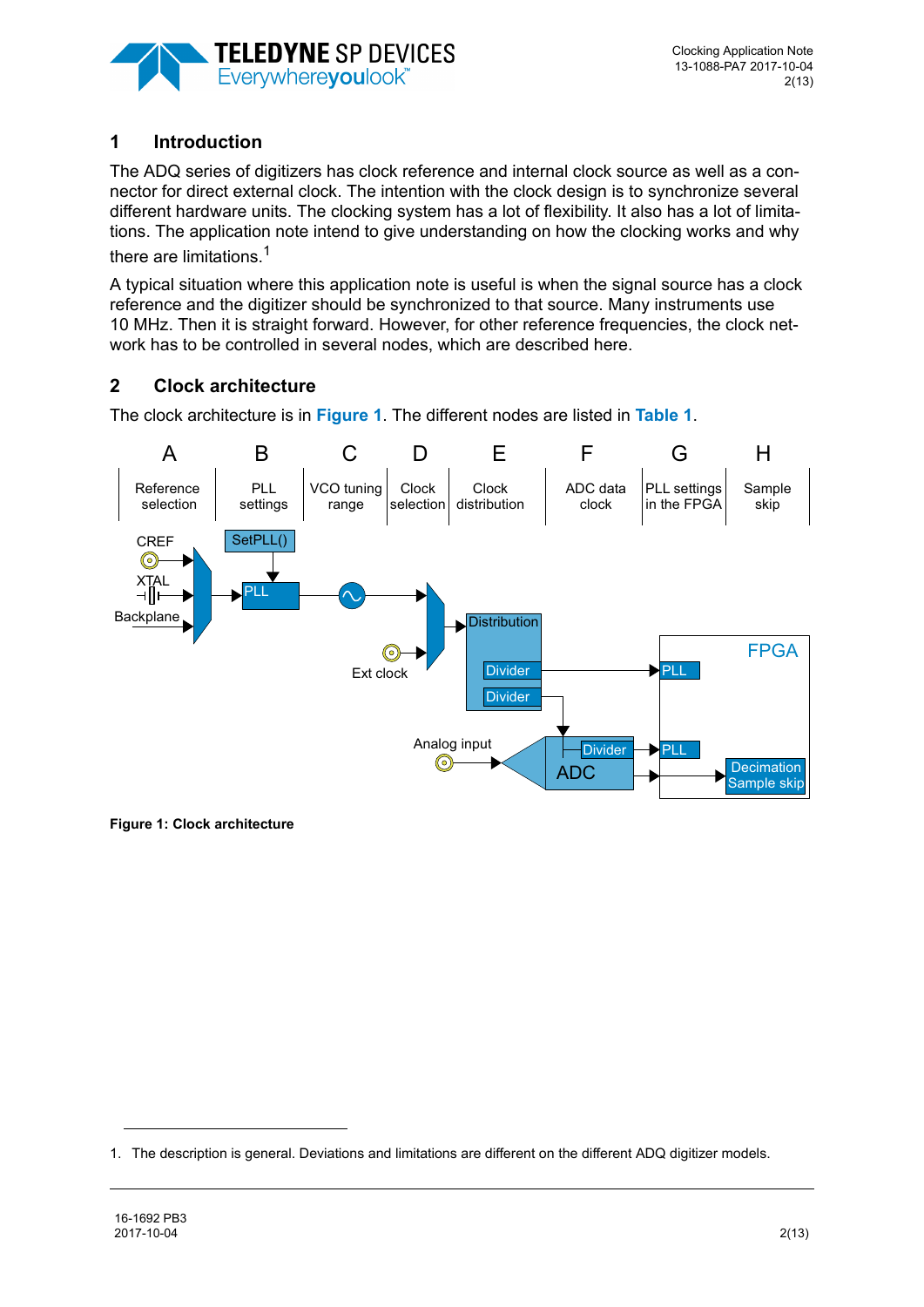# 1 Introduction

The ADQ series of digitizers has clock reference and internal clock source as well as a connector for direct external clock. The intention with the clock design is to synchronize several different hardware units. The clocking system has a lot of flexibility. It also has a lot of limitations. The application note intend to give understanding on how the clocking works and why there are limitations.[1]

A typical situation where this application note is useful is when the signal source has a clock reference and the digitizer should be synchronized to that source. Many instruments use 10 MHz. Then it is straight forward. However, for other reference frequencies, the clock network has to be controlled in several nodes, which are described here.

# 2 Clock architecture

The clock architecture is in **Figure 1**. The different nodes are listed in **Table 1**.

| A | B | C | D | E | F | G | H |
|---|---|---|---|---|---|---|---|
| Reference selection | PLL settings | VCO tuning range | Clock selection | Clock distribution | ADC data clock | PLL settings in the FPGA | Sample skip |

CREF, XTAL, Backplane, SetPLL(), PLL, Ext clock, Distribution, Divider, Divider, Analog input, Divider, ADC, FPGA, PLL, PLL, Decimation Sample skip

**Figure 1: Clock architecture**

1. The description is general. Deviations and limitations are different on the different ADQ digitizer models.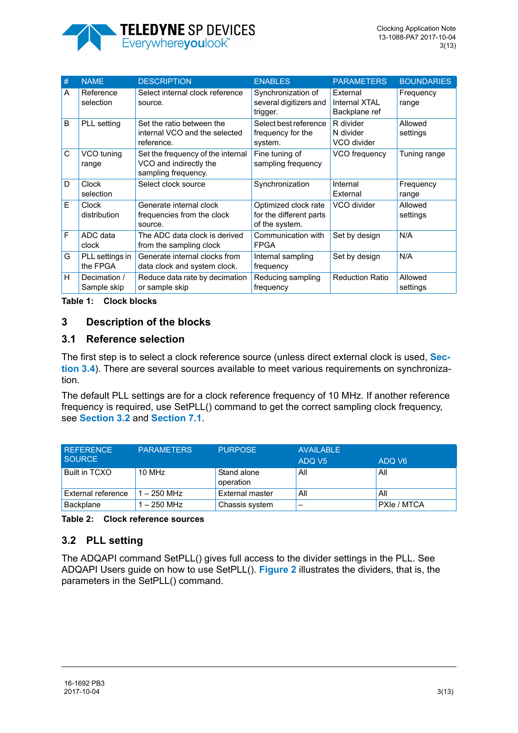| # | NAME | DESCRIPTION | ENABLES | PARAMETERS | BOUNDARIES |
|---|---|---|---|---|---|
| A | Reference selection | Select internal clock reference source. | Synchronization of several digitizers and trigger. | External Internal XTAL Backplane ref | Frequency range |
| B | PLL setting | Set the ratio between the internal VCO and the selected reference. | Select best reference frequency for the system. | R divider N divider VCO divider | Allowed settings |
| C | VCO tuning range | Set the frequency of the internal VCO and indirectly the sampling frequency. | Fine tuning of sampling frequency | VCO frequency | Tuning range |
| D | Clock selection | Select clock source | Synchronization | Internal External | Frequency range |
| E | Clock distribution | Generate internal clock frequencies from the clock source. | Optimized clock rate for the different parts of the system. | VCO divider | Allowed settings |
| F | ADC data clock | The ADC data clock is derived from the sampling clock | Communication with FPGA | Set by design | N/A |
| G | PLL settings in the FPGA | Generate internal clocks from data clock and system clock. | Internal sampling frequency | Set by design | N/A |
| H | Decimation / Sample skip | Reduce data rate by decimation or sample skip | Reducing sampling frequency | Reduction Ratio | Allowed settings |

**Table 1: Clock blocks**

## 3 Description of the blocks

### 3.1 Reference selection

The first step is to select a clock reference source (unless direct external clock is used, **Section 3.4**). There are several sources available to meet various requirements on synchronization.

The default PLL settings are for a clock reference frequency of 10 MHz. If another reference frequency is required, use SetPLL() command to get the correct sampling clock frequency, see **Section 3.2** and **Section 7.1**.

| REFERENCE SOURCE | PARAMETERS | PURPOSE | AVAILABLE | |
|---|---|---|---|---|
| | | | ADQ V5 | ADQ V6 |
| Built in TCXO | 10 MHz | Stand alone operation | All | All |
| External reference | 1 – 250 MHz | External master | All | All |
| Backplane | 1 – 250 MHz | Chassis system | – | PXIe / MTCA |

**Table 2: Clock reference sources**

### 3.2 PLL setting

The ADQAPI command SetPLL() gives full access to the divider settings in the PLL. See ADQAPI Users guide on how to use SetPLL(). **Figure 2** illustrates the dividers, that is, the parameters in the SetPLL() command.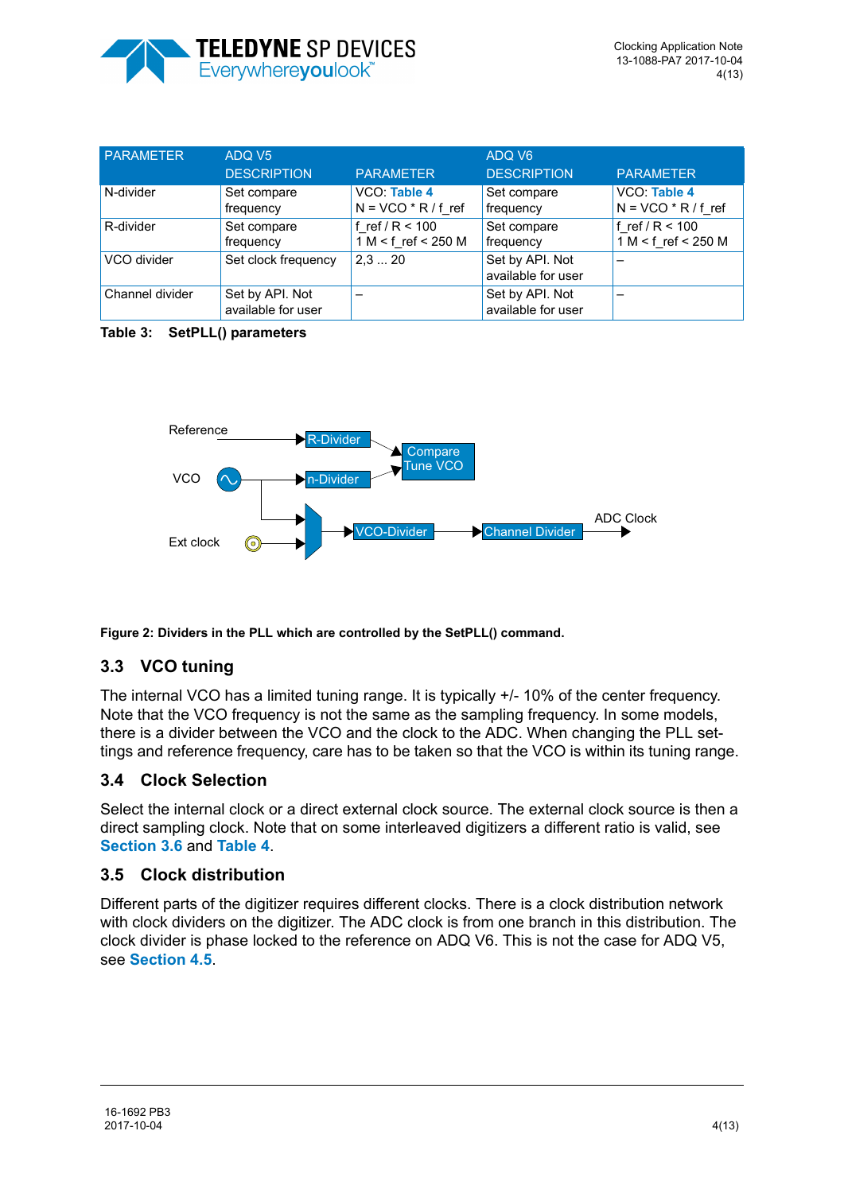| PARAMETER | ADQ V5 | | ADQ V6 | |
|---|---|---|---|---|
| | DESCRIPTION | PARAMETER | DESCRIPTION | PARAMETER |
| N-divider | Set compare frequency | VCO: Table 4<br>N = VCO * R / f_ref | Set compare frequency | VCO: Table 4<br>N = VCO * R / f_ref |
| R-divider | Set compare frequency | f_ref / R < 100<br>1 M < f_ref < 250 M | Set compare frequency | f_ref / R < 100<br>1 M < f_ref < 250 M |
| VCO divider | Set clock frequency | 2,3 ... 20 | Set by API. Not available for user | – |
| Channel divider | Set by API. Not available for user | – | Set by API. Not available for user | – |

**Table 3: SetPLL() parameters**

Reference → R-Divider → Compare Tune VCO

VCO → n-Divider → Compare Tune VCO

Ext clock → VCO-Divider → Channel Divider → ADC Clock

**Figure 2: Dividers in the PLL which are controlled by the SetPLL() command.**

## 3.3 VCO tuning

The internal VCO has a limited tuning range. It is typically +/- 10% of the center frequency. Note that the VCO frequency is not the same as the sampling frequency. In some models, there is a divider between the VCO and the clock to the ADC. When changing the PLL settings and reference frequency, care has to be taken so that the VCO is within its tuning range.

## 3.4 Clock Selection

Select the internal clock or a direct external clock source. The external clock source is then a direct sampling clock. Note that on some interleaved digitizers a different ratio is valid, see **Section 3.6** and **Table 4**.

## 3.5 Clock distribution

Different parts of the digitizer requires different clocks. There is a clock distribution network with clock dividers on the digitizer. The ADC clock is from one branch in this distribution. The clock divider is phase locked to the reference on ADQ V6. This is not the case for ADQ V5, see **Section 4.5**.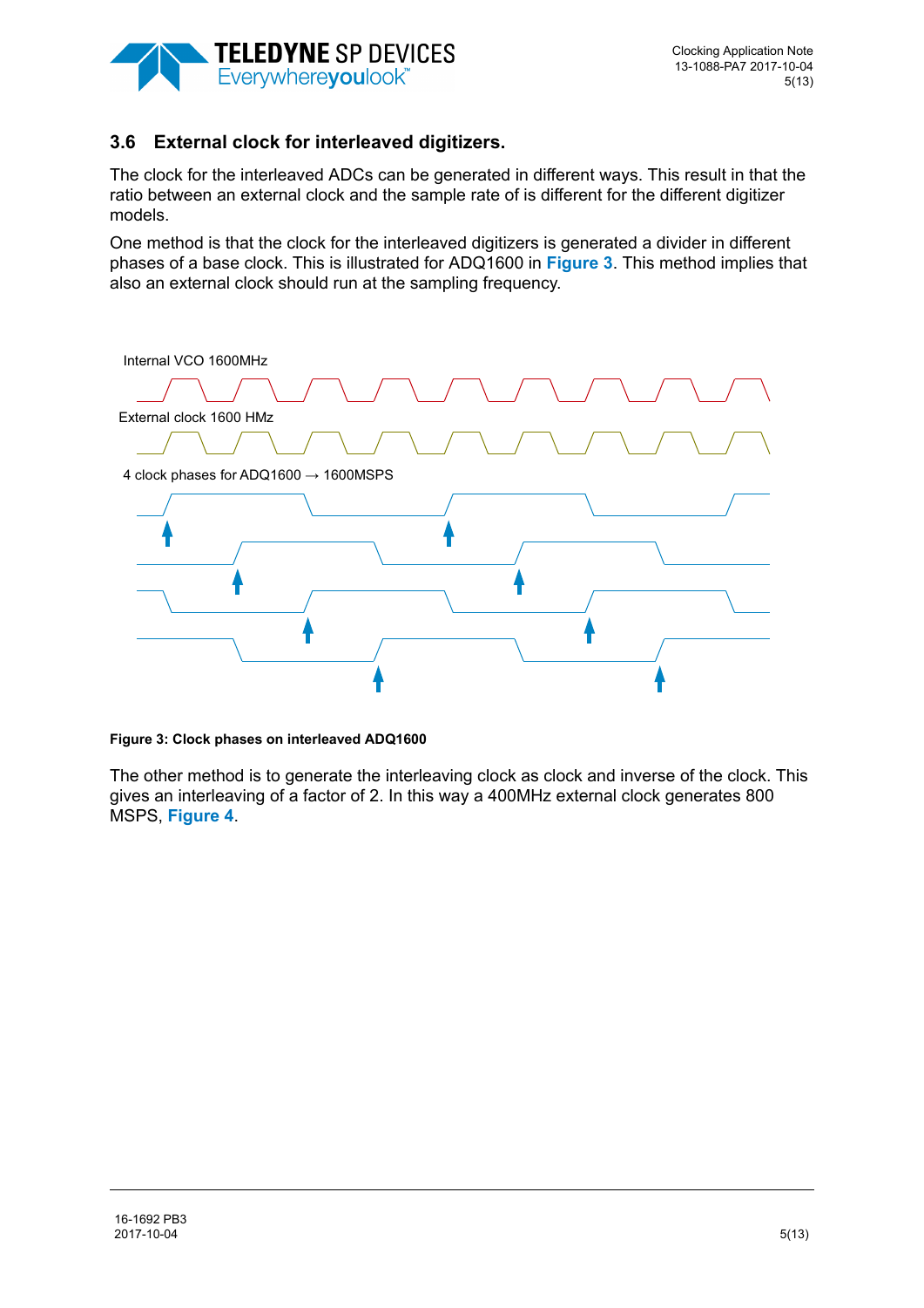### 3.6 External clock for interleaved digitizers.

The clock for the interleaved ADCs can be generated in different ways. This result in that the ratio between an external clock and the sample rate of is different for the different digitizer models.

One method is that the clock for the interleaved digitizers is generated a divider in different phases of a base clock. This is illustrated for ADQ1600 in **Figure 3**. This method implies that also an external clock should run at the sampling frequency.

Internal VCO 1600MHz

External clock 1600 HMz

4 clock phases for ADQ1600 → 1600MSPS

**Figure 3: Clock phases on interleaved ADQ1600**

The other method is to generate the interleaving clock as clock and inverse of the clock. This gives an interleaving of a factor of 2. In this way a 400MHz external clock generates 800 MSPS, **Figure 4**.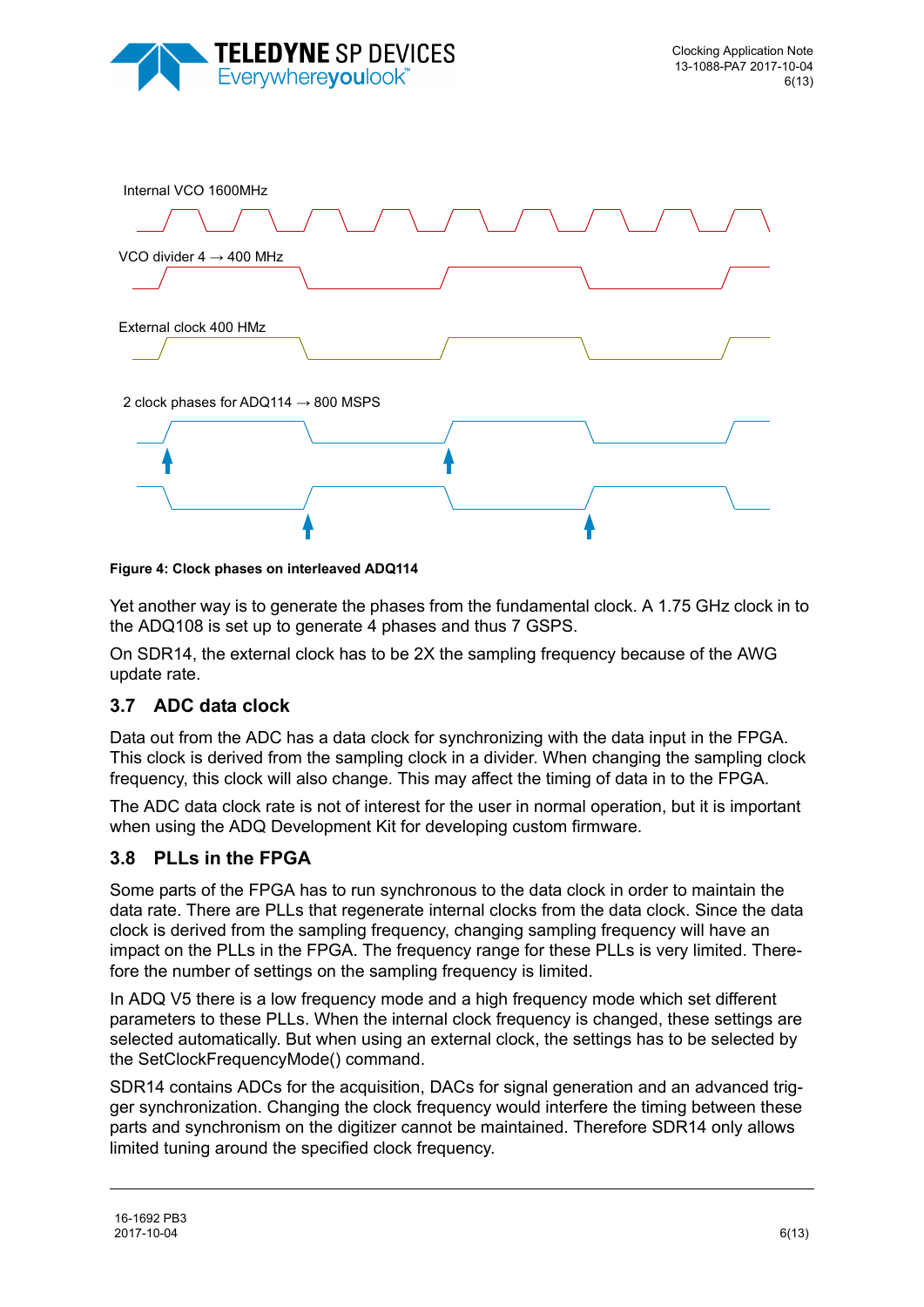Internal VCO 1600MHz

VCO divider 4 → 400 MHz

External clock 400 HMz

2 clock phases for ADQ114 → 800 MSPS

**Figure 4: Clock phases on interleaved ADQ114**

Yet another way is to generate the phases from the fundamental clock. A 1.75 GHz clock in to the ADQ108 is set up to generate 4 phases and thus 7 GSPS.

On SDR14, the external clock has to be 2X the sampling frequency because of the AWG update rate.

### 3.7 ADC data clock

Data out from the ADC has a data clock for synchronizing with the data input in the FPGA. This clock is derived from the sampling clock in a divider. When changing the sampling clock frequency, this clock will also change. This may affect the timing of data in to the FPGA.

The ADC data clock rate is not of interest for the user in normal operation, but it is important when using the ADQ Development Kit for developing custom firmware.

### 3.8 PLLs in the FPGA

Some parts of the FPGA has to run synchronous to the data clock in order to maintain the data rate. There are PLLs that regenerate internal clocks from the data clock. Since the data clock is derived from the sampling frequency, changing sampling frequency will have an impact on the PLLs in the FPGA. The frequency range for these PLLs is very limited. Therefore the number of settings on the sampling frequency is limited.

In ADQ V5 there is a low frequency mode and a high frequency mode which set different parameters to these PLLs. When the internal clock frequency is changed, these settings are selected automatically. But when using an external clock, the settings has to be selected by the SetClockFrequencyMode() command.

SDR14 contains ADCs for the acquisition, DACs for signal generation and an advanced trigger synchronization. Changing the clock frequency would interfere the timing between these parts and synchronism on the digitizer cannot be maintained. Therefore SDR14 only allows limited tuning around the specified clock frequency.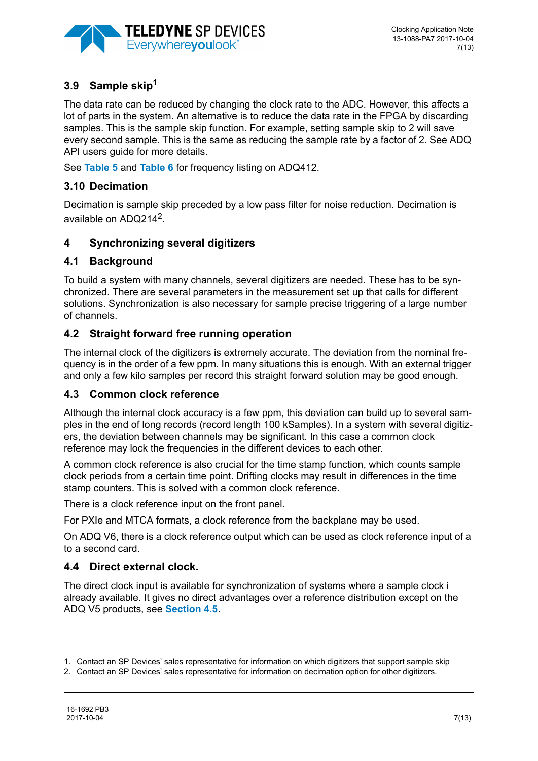### 3.9 Sample skip[1]

The data rate can be reduced by changing the clock rate to the ADC. However, this affects a lot of parts in the system. An alternative is to reduce the data rate in the FPGA by discarding samples. This is the sample skip function. For example, setting sample skip to 2 will save every second sample. This is the same as reducing the sample rate by a factor of 2. See ADQ API users guide for more details.

See **Table 5** and **Table 6** for frequency listing on ADQ412.

### 3.10 Decimation

Decimation is sample skip preceded by a low pass filter for noise reduction. Decimation is available on ADQ214[2].

## 4 Synchronizing several digitizers

### 4.1 Background

To build a system with many channels, several digitizers are needed. These has to be synchronized. There are several parameters in the measurement set up that calls for different solutions. Synchronization is also necessary for sample precise triggering of a large number of channels.

### 4.2 Straight forward free running operation

The internal clock of the digitizers is extremely accurate. The deviation from the nominal frequency is in the order of a few ppm. In many situations this is enough. With an external trigger and only a few kilo samples per record this straight forward solution may be good enough.

### 4.3 Common clock reference

Although the internal clock accuracy is a few ppm, this deviation can build up to several samples in the end of long records (record length 100 kSamples). In a system with several digitizers, the deviation between channels may be significant. In this case a common clock reference may lock the frequencies in the different devices to each other.

A common clock reference is also crucial for the time stamp function, which counts sample clock periods from a certain time point. Drifting clocks may result in differences in the time stamp counters. This is solved with a common clock reference.

There is a clock reference input on the front panel.

For PXIe and MTCA formats, a clock reference from the backplane may be used.

On ADQ V6, there is a clock reference output which can be used as clock reference input of a to a second card.

### 4.4 Direct external clock.

The direct clock input is available for synchronization of systems where a sample clock i already available. It gives no direct advantages over a reference distribution except on the ADQ V5 products, see **Section 4.5**.

---

1. Contact an SP Devices' sales representative for information on which digitizers that support sample skip
2. Contact an SP Devices' sales representative for information on decimation option for other digitizers.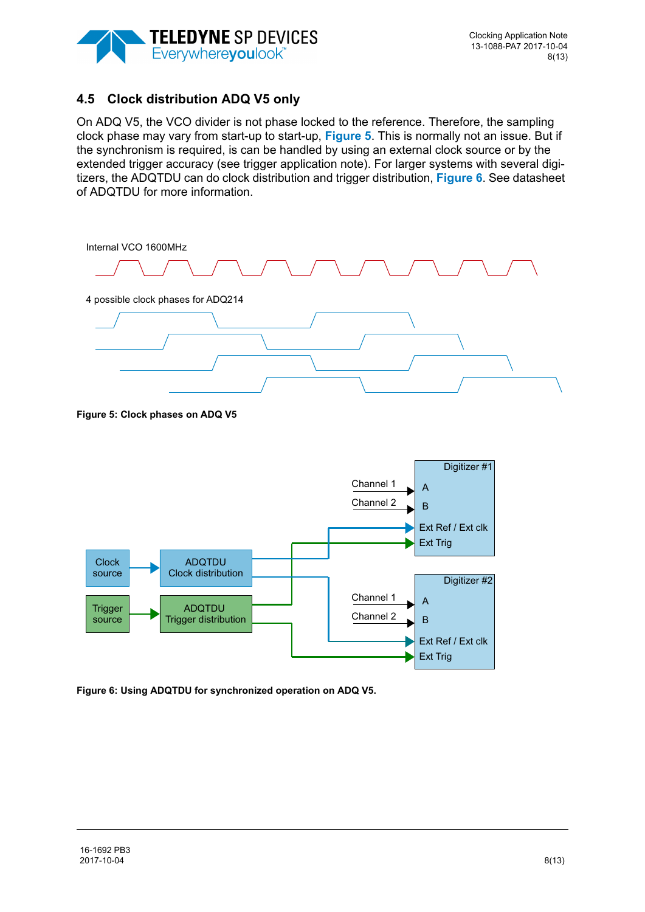## 4.5 Clock distribution ADQ V5 only

On ADQ V5, the VCO divider is not phase locked to the reference. Therefore, the sampling clock phase may vary from start-up to start-up, **Figure 5**. This is normally not an issue. But if the synchronism is required, is can be handled by using an external clock source or by the extended trigger accuracy (see trigger application note). For larger systems with several digitizers, the ADQTDU can do clock distribution and trigger distribution, **Figure 6**. See datasheet of ADQTDU for more information.

Internal VCO 1600MHz

4 possible clock phases for ADQ214

**Figure 5: Clock phases on ADQ V5**

Clock source → ADQTDU Clock distribution

Trigger source → ADQTDU Trigger distribution

Digitizer #1: Channel 1 → A; Channel 2 → B; Ext Ref / Ext clk; Ext Trig

Digitizer #2: Channel 1 → A; Channel 2 → B; Ext Ref / Ext clk; Ext Trig

**Figure 6: Using ADQTDU for synchronized operation on ADQ V5.**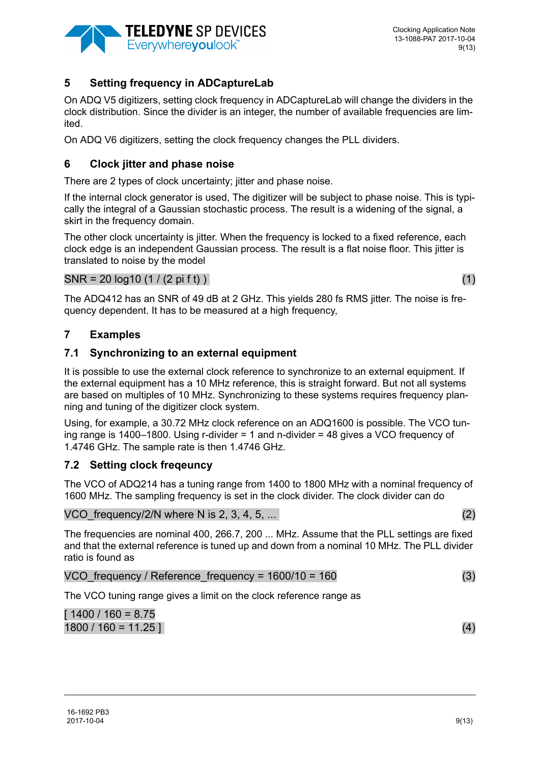## 5 Setting frequency in ADCaptureLab

On ADQ V5 digitizers, setting clock frequency in ADCaptureLab will change the dividers in the clock distribution. Since the divider is an integer, the number of available frequencies are limited.

On ADQ V6 digitizers, setting the clock frequency changes the PLL dividers.

## 6 Clock jitter and phase noise

There are 2 types of clock uncertainty; jitter and phase noise.

If the internal clock generator is used, The digitizer will be subject to phase noise. This is typically the integral of a Gaussian stochastic process. The result is a widening of the signal, a skirt in the frequency domain.

The other clock uncertainty is jitter. When the frequency is locked to a fixed reference, each clock edge is an independent Gaussian process. The result is a flat noise floor. This jitter is translated to noise by the model

SNR = 20 log10 (1 / (2 pi f t) ) (1)

The ADQ412 has an SNR of 49 dB at 2 GHz. This yields 280 fs RMS jitter. The noise is frequency dependent. It has to be measured at a high frequency,

## 7 Examples

### 7.1 Synchronizing to an external equipment

It is possible to use the external clock reference to synchronize to an external equipment. If the external equipment has a 10 MHz reference, this is straight forward. But not all systems are based on multiples of 10 MHz. Synchronizing to these systems requires frequency planning and tuning of the digitizer clock system.

Using, for example, a 30.72 MHz clock reference on an ADQ1600 is possible. The VCO tuning range is 1400–1800. Using r-divider = 1 and n-divider = 48 gives a VCO frequency of 1.4746 GHz. The sample rate is then 1.4746 GHz.

### 7.2 Setting clock freqeuncy

The VCO of ADQ214 has a tuning range from 1400 to 1800 MHz with a nominal frequency of 1600 MHz. The sampling frequency is set in the clock divider. The clock divider can do

VCO_frequency/2/N where N is 2, 3, 4, 5, ... (2)

The frequencies are nominal 400, 266.7, 200 ... MHz. Assume that the PLL settings are fixed and that the external reference is tuned up and down from a nominal 10 MHz. The PLL divider ratio is found as

VCO_frequency / Reference_frequency = 1600/10 = 160 (3)

The VCO tuning range gives a limit on the clock reference range as

[ 1400 / 160 = 8.75
1800 / 160 = 11.25 ] (4)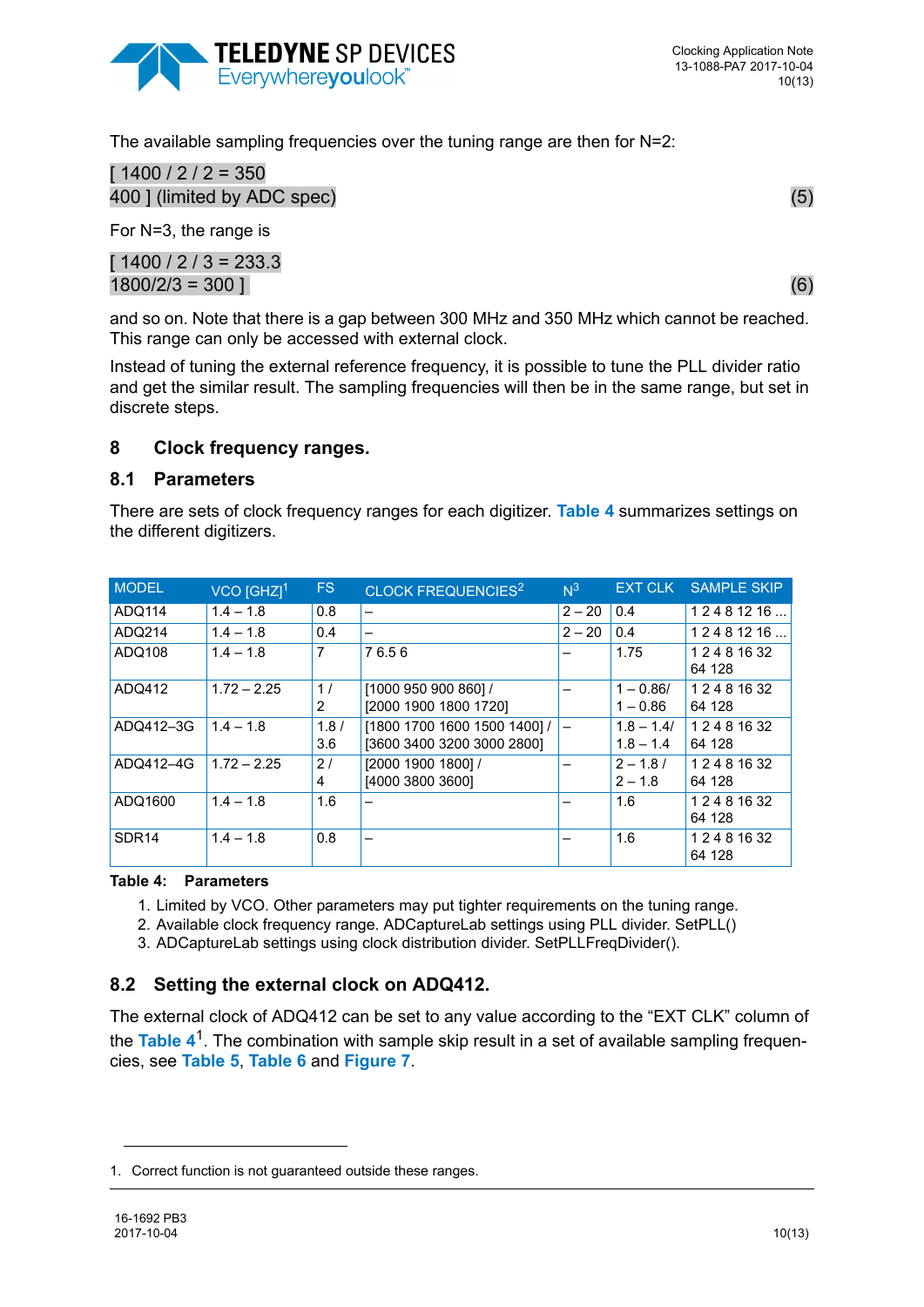The available sampling frequencies over the tuning range are then for N=2:

[ 1400 / 2 / 2 = 350
400 ] (limited by ADC spec) (5)

For N=3, the range is

[ 1400 / 2 / 3 = 233.3
1800/2/3 = 300 ] (6)

and so on. Note that there is a gap between 300 MHz and 350 MHz which cannot be reached. This range can only be accessed with external clock.

Instead of tuning the external reference frequency, it is possible to tune the PLL divider ratio and get the similar result. The sampling frequencies will then be in the same range, but set in discrete steps.

# 8 Clock frequency ranges.

## 8.1 Parameters

There are sets of clock frequency ranges for each digitizer. **Table 4** summarizes settings on the different digitizers.

| MODEL | VCO [GHZ][1] | FS | CLOCK FREQUENCIES[2] | N[3] | EXT CLK | SAMPLE SKIP |
|---|---|---|---|---|---|---|
| ADQ114 | 1.4 – 1.8 | 0.8 | – | 2 – 20 | 0.4 | 1 2 4 8 12 16 ... |
| ADQ214 | 1.4 – 1.8 | 0.4 | – | 2 – 20 | 0.4 | 1 2 4 8 12 16 ... |
| ADQ108 | 1.4 – 1.8 | 7 | 7 6.5 6 | – | 1.75 | 1 2 4 8 16 32 64 128 |
| ADQ412 | 1.72 – 2.25 | 1 / 2 | [1000 950 900 860] / [2000 1900 1800 1720] | – | 1 – 0.86/ 1 – 0.86 | 1 2 4 8 16 32 64 128 |
| ADQ412–3G | 1.4 – 1.8 | 1.8 / 3.6 | [1800 1700 1600 1500 1400] / [3600 3400 3200 3000 2800] | – | 1.8 – 1.4/ 1.8 – 1.4 | 1 2 4 8 16 32 64 128 |
| ADQ412–4G | 1.72 – 2.25 | 2 / 4 | [2000 1900 1800] / [4000 3800 3600] | – | 2 – 1.8 / 2 – 1.8 | 1 2 4 8 16 32 64 128 |
| ADQ1600 | 1.4 – 1.8 | 1.6 | – | – | 1.6 | 1 2 4 8 16 32 64 128 |
| SDR14 | 1.4 – 1.8 | 0.8 | – | – | 1.6 | 1 2 4 8 16 32 64 128 |

**Table 4: Parameters**

1. Limited by VCO. Other parameters may put tighter requirements on the tuning range.
2. Available clock frequency range. ADCaptureLab settings using PLL divider. SetPLL()
3. ADCaptureLab settings using clock distribution divider. SetPLLFreqDivider().

## 8.2 Setting the external clock on ADQ412.

The external clock of ADQ412 can be set to any value according to the “EXT CLK” column of the **Table 4**[1]. The combination with sample skip result in a set of available sampling frequencies, see **Table 5**, **Table 6** and **Figure 7**.

1. Correct function is not guaranteed outside these ranges.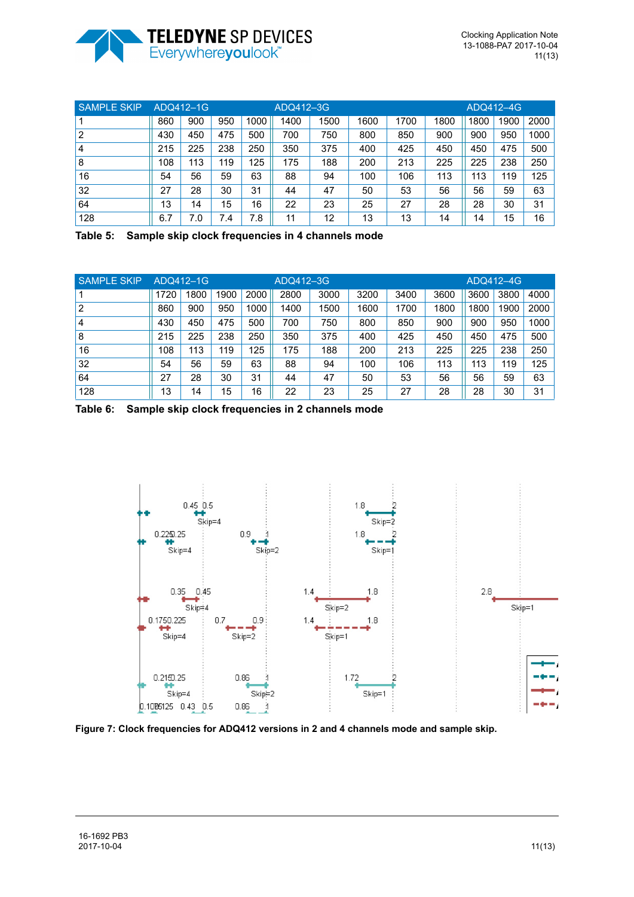| SAMPLE SKIP | ADQ412–1G | | | | ADQ412–3G | | | | | ADQ412–4G | | |
|---|---|---|---|---|---|---|---|---|---|---|---|---|
| 1 | 860 | 900 | 950 | 1000 | 1400 | 1500 | 1600 | 1700 | 1800 | 1800 | 1900 | 2000 |
| 2 | 430 | 450 | 475 | 500 | 700 | 750 | 800 | 850 | 900 | 900 | 950 | 1000 |
| 4 | 215 | 225 | 238 | 250 | 350 | 375 | 400 | 425 | 450 | 450 | 475 | 500 |
| 8 | 108 | 113 | 119 | 125 | 175 | 188 | 200 | 213 | 225 | 225 | 238 | 250 |
| 16 | 54 | 56 | 59 | 63 | 88 | 94 | 100 | 106 | 113 | 113 | 119 | 125 |
| 32 | 27 | 28 | 30 | 31 | 44 | 47 | 50 | 53 | 56 | 56 | 59 | 63 |
| 64 | 13 | 14 | 15 | 16 | 22 | 23 | 25 | 27 | 28 | 28 | 30 | 31 |
| 128 | 6.7 | 7.0 | 7.4 | 7.8 | 11 | 12 | 13 | 13 | 14 | 14 | 15 | 16 |

**Table 5: Sample skip clock frequencies in 4 channels mode**

| SAMPLE SKIP | ADQ412–1G | | | | ADQ412–3G | | | | | ADQ412–4G | | |
|---|---|---|---|---|---|---|---|---|---|---|---|---|
| 1 | 1720 | 1800 | 1900 | 2000 | 2800 | 3000 | 3200 | 3400 | 3600 | 3600 | 3800 | 4000 |
| 2 | 860 | 900 | 950 | 1000 | 1400 | 1500 | 1600 | 1700 | 1800 | 1800 | 1900 | 2000 |
| 4 | 430 | 450 | 475 | 500 | 700 | 750 | 800 | 850 | 900 | 900 | 950 | 1000 |
| 8 | 215 | 225 | 238 | 250 | 350 | 375 | 400 | 425 | 450 | 450 | 475 | 500 |
| 16 | 108 | 113 | 119 | 125 | 175 | 188 | 200 | 213 | 225 | 225 | 238 | 250 |
| 32 | 54 | 56 | 59 | 63 | 88 | 94 | 100 | 106 | 113 | 113 | 119 | 125 |
| 64 | 27 | 28 | 30 | 31 | 44 | 47 | 50 | 53 | 56 | 56 | 59 | 63 |
| 128 | 13 | 14 | 15 | 16 | 22 | 23 | 25 | 27 | 28 | 28 | 30 | 31 |

**Table 6: Sample skip clock frequencies in 2 channels mode**

**Figure 7: Clock frequencies for ADQ412 versions in 2 and 4 channels mode and sample skip.**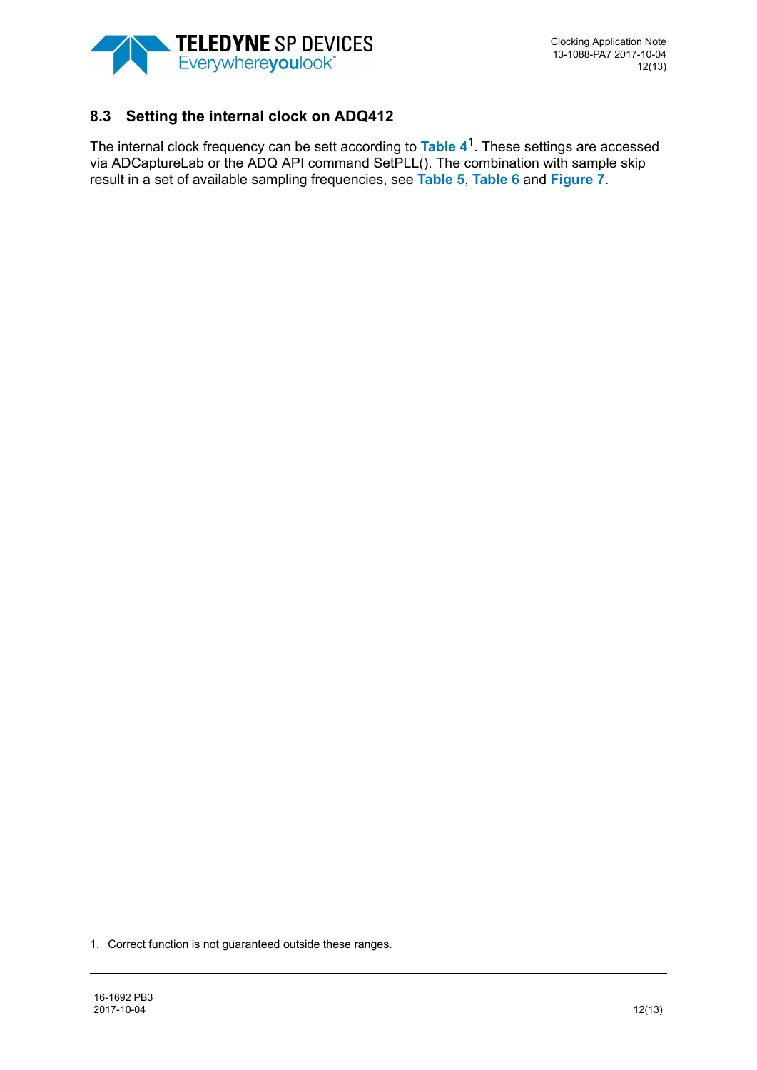## 8.3 Setting the internal clock on ADQ412

The internal clock frequency can be sett according to **Table 4**[1]. These settings are accessed via ADCaptureLab or the ADQ API command SetPLL(). The combination with sample skip result in a set of available sampling frequencies, see **Table 5**, **Table 6** and **Figure 7**.

1. Correct function is not guaranteed outside these ranges.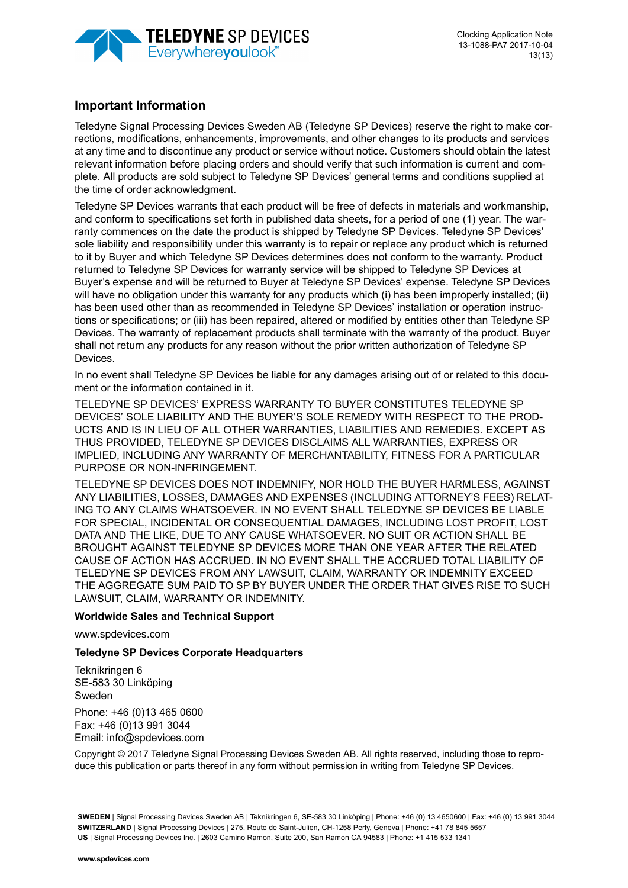## Important Information

Teledyne Signal Processing Devices Sweden AB (Teledyne SP Devices) reserve the right to make corrections, modifications, enhancements, improvements, and other changes to its products and services at any time and to discontinue any product or service without notice. Customers should obtain the latest relevant information before placing orders and should verify that such information is current and complete. All products are sold subject to Teledyne SP Devices' general terms and conditions supplied at the time of order acknowledgment.

Teledyne SP Devices warrants that each product will be free of defects in materials and workmanship, and conform to specifications set forth in published data sheets, for a period of one (1) year. The warranty commences on the date the product is shipped by Teledyne SP Devices. Teledyne SP Devices' sole liability and responsibility under this warranty is to repair or replace any product which is returned to it by Buyer and which Teledyne SP Devices determines does not conform to the warranty. Product returned to Teledyne SP Devices for warranty service will be shipped to Teledyne SP Devices at Buyer's expense and will be returned to Buyer at Teledyne SP Devices' expense. Teledyne SP Devices will have no obligation under this warranty for any products which (i) has been improperly installed; (ii) has been used other than as recommended in Teledyne SP Devices' installation or operation instructions or specifications; or (iii) has been repaired, altered or modified by entities other than Teledyne SP Devices. The warranty of replacement products shall terminate with the warranty of the product. Buyer shall not return any products for any reason without the prior written authorization of Teledyne SP Devices.

In no event shall Teledyne SP Devices be liable for any damages arising out of or related to this document or the information contained in it.

TELEDYNE SP DEVICES' EXPRESS WARRANTY TO BUYER CONSTITUTES TELEDYNE SP DEVICES' SOLE LIABILITY AND THE BUYER'S SOLE REMEDY WITH RESPECT TO THE PRODUCTS AND IS IN LIEU OF ALL OTHER WARRANTIES, LIABILITIES AND REMEDIES. EXCEPT AS THUS PROVIDED, TELEDYNE SP DEVICES DISCLAIMS ALL WARRANTIES, EXPRESS OR IMPLIED, INCLUDING ANY WARRANTY OF MERCHANTABILITY, FITNESS FOR A PARTICULAR PURPOSE OR NON-INFRINGEMENT.

TELEDYNE SP DEVICES DOES NOT INDEMNIFY, NOR HOLD THE BUYER HARMLESS, AGAINST ANY LIABILITIES, LOSSES, DAMAGES AND EXPENSES (INCLUDING ATTORNEY'S FEES) RELATING TO ANY CLAIMS WHATSOEVER. IN NO EVENT SHALL TELEDYNE SP DEVICES BE LIABLE FOR SPECIAL, INCIDENTAL OR CONSEQUENTIAL DAMAGES, INCLUDING LOST PROFIT, LOST DATA AND THE LIKE, DUE TO ANY CAUSE WHATSOEVER. NO SUIT OR ACTION SHALL BE BROUGHT AGAINST TELEDYNE SP DEVICES MORE THAN ONE YEAR AFTER THE RELATED CAUSE OF ACTION HAS ACCRUED. IN NO EVENT SHALL THE ACCRUED TOTAL LIABILITY OF TELEDYNE SP DEVICES FROM ANY LAWSUIT, CLAIM, WARRANTY OR INDEMNITY EXCEED THE AGGREGATE SUM PAID TO SP BY BUYER UNDER THE ORDER THAT GIVES RISE TO SUCH LAWSUIT, CLAIM, WARRANTY OR INDEMNITY.

**Worldwide Sales and Technical Support**

www.spdevices.com

**Teledyne SP Devices Corporate Headquarters**

Teknikringen 6
SE-583 30 Linköping
Sweden

Phone: +46 (0)13 465 0600
Fax: +46 (0)13 991 3044
Email: info@spdevices.com

Copyright © 2017 Teledyne Signal Processing Devices Sweden AB. All rights reserved, including those to reproduce this publication or parts thereof in any form without permission in writing from Teledyne SP Devices.

**SWEDEN** | Signal Processing Devices Sweden AB | Teknikringen 6, SE-583 30 Linköping | Phone: +46 (0) 13 4650600 | Fax: +46 (0) 13 991 3044
**SWITZERLAND** | Signal Processing Devices | 275, Route de Saint-Julien, CH-1258 Perly, Geneva | Phone: +41 78 845 5657
**US** | Signal Processing Devices Inc. | 2603 Camino Ramon, Suite 200, San Ramon CA 94583 | Phone: +1 415 533 1341

**www.spdevices.com**